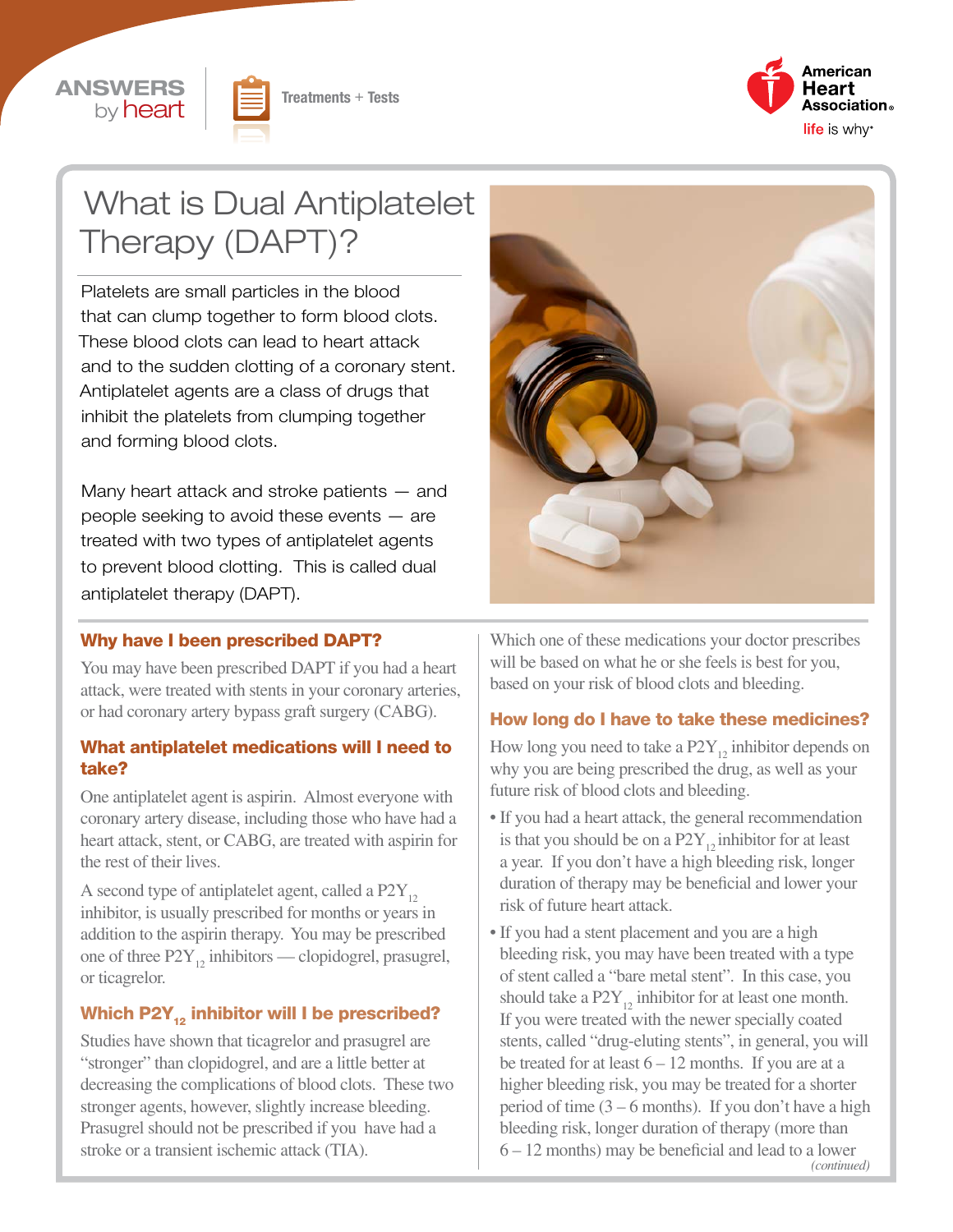ANSWERS by heart

Treatments + Tests

# What is Dual Antiplatelet Therapy (DAPT)?

Platelets are small particles in the blood that can clump together to form blood clots. These blood clots can lead to heart attack and to the sudden clotting of a coronary stent. Antiplatelet agents are a class of drugs that inhibit the platelets from clumping together and forming blood clots.

Many heart attack and stroke patients — and people seeking to avoid these events — are treated with two types of antiplatelet agents to prevent blood clotting. This is called dual antiplatelet therapy (DAPT).

## Why have I been prescribed DAPT?

You may have been prescribed DAPT if you had a heart attack, were treated with stents in your coronary arteries, or had coronary artery bypass graft surgery (CABG).

## What antiplatelet medications will I need to take?

One antiplatelet agent is aspirin. Almost everyone with coronary artery disease, including those who have had a heart attack, stent, or CABG, are treated with aspirin for the rest of their lives.

A second type of antiplatelet agent, called a $P2Y_{12}$ inhibitor, is usually prescribed for months or years in addition to the aspirin therapy. You may be prescribed one of three $P2Y_{12}$ inhibitors — clopidogrel, prasugrel, or ticagrelor.

## Which $P2Y_{12}$ inhibitor will I be prescribed?

Studies have shown that ticagrelor and prasugrel are "stronger" than clopidogrel, and are a little better at decreasing the complications of blood clots. These two stronger agents, however, slightly increase bleeding. Prasugrel should not be prescribed if you have had a stroke or a transient ischemic attack (TIA).

Which one of these medications your doctor prescribes will be based on what he or she feels is best for you, based on your risk of blood clots and bleeding.

## How long do I have to take these medicines?

How long you need to take a $P2Y_{12}$ inhibitor depends on why you are being prescribed the drug, as well as your future risk of blood clots and bleeding.

- If you had a heart attack, the general recommendation is that you should be on a $P2Y_{12}$ inhibitor for at least a year. If you don't have a high bleeding risk, longer duration of therapy may be beneficial and lower your risk of future heart attack.
- If you had a stent placement and you are a high bleeding risk, you may have been treated with a type of stent called a "bare metal stent". In this case, you should take a $P2Y_{12}$ inhibitor for at least one month. If you were treated with the newer specially coated stents, called "drug-eluting stents", in general, you will be treated for at least 6 – 12 months. If you are at a higher bleeding risk, you may be treated for a shorter period of time (3 – 6 months). If you don't have a high bleeding risk, longer duration of therapy (more than 6 – 12 months) may be beneficial and lead to a lower

*(continued)*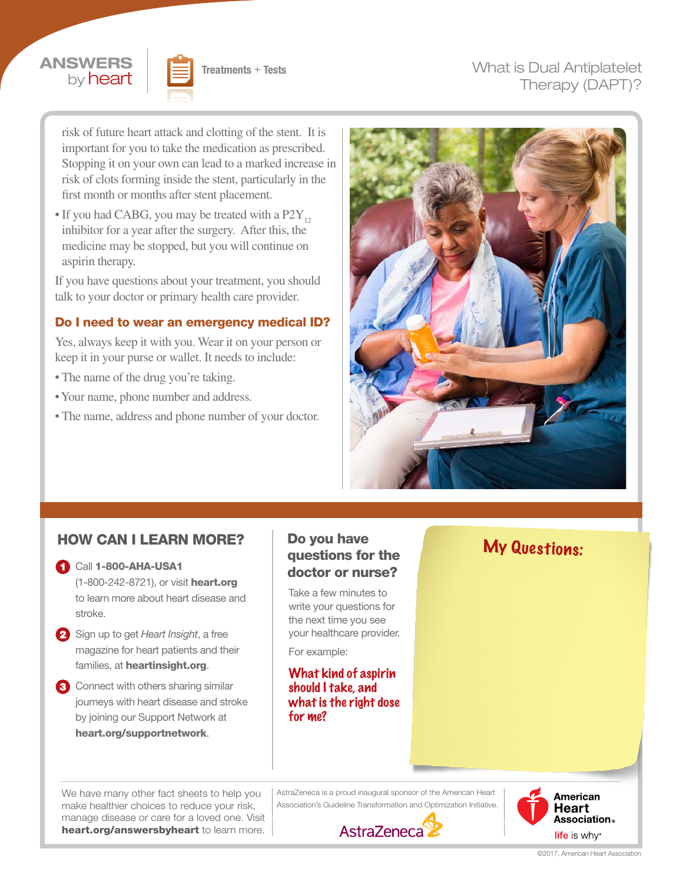risk of future heart attack and clotting of the stent. It is important for you to take the medication as prescribed. Stopping it on your own can lead to a marked increase in risk of clots forming inside the stent, particularly in the first month or months after stent placement.

- If you had CABG, you may be treated with a $P2Y_{12}$ inhibitor for a year after the surgery. After this, the medicine may be stopped, but you will continue on aspirin therapy.

If you have questions about your treatment, you should talk to your doctor or primary health care provider.

## Do I need to wear an emergency medical ID?

Yes, always keep it with you. Wear it on your person or keep it in your purse or wallet. It needs to include:

- The name of the drug you're taking.
- Your name, phone number and address.
- The name, address and phone number of your doctor.

## HOW CAN I LEARN MORE?

1. Call **1-800-AHA-USA1** (1-800-242-8721), or visit **heart.org** to learn more about heart disease and stroke.
2. Sign up to get *Heart Insight*, a free magazine for heart patients and their families, at **heartinsight.org**.
3. Connect with others sharing similar journeys with heart disease and stroke by joining our Support Network at **heart.org/supportnetwork**.

## Do you have questions for the doctor or nurse?

Take a few minutes to write your questions for the next time you see your healthcare provider.

For example:

**What kind of aspirin should I take, and what is the right dose for me?**

**My Questions:**

We have many other fact sheets to help you make healthier choices to reduce your risk, manage disease or care for a loved one. Visit **heart.org/answersbyheart** to learn more.

AstraZeneca is a proud inaugural sponsor of the American Heart Association's Guideline Transformation and Optimization Initiative.

©2017, American Heart Association